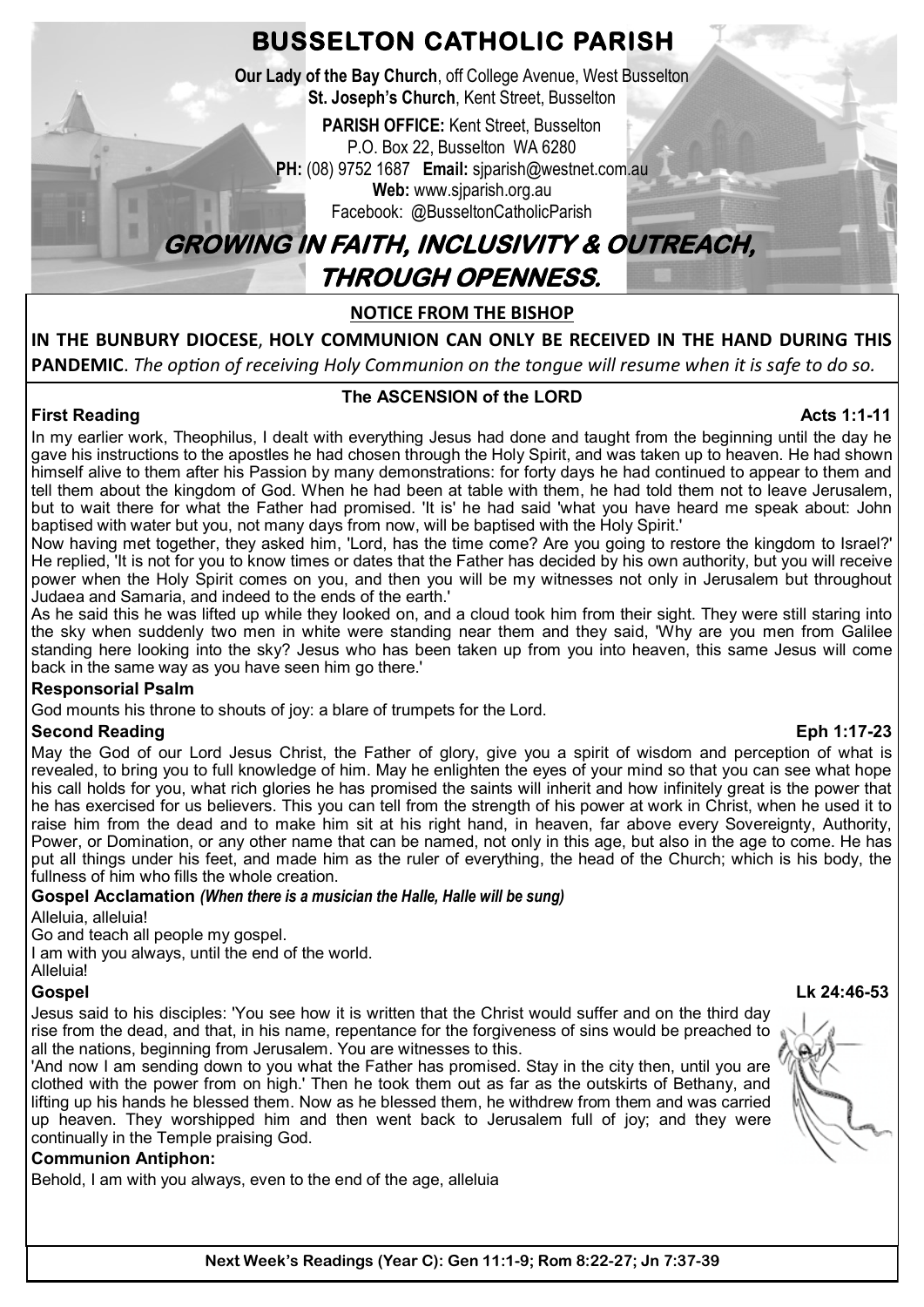# BUSSELTON CATHOLIC PARISH

**Our Lady of the Bay Church**, off College Avenue, West Busselton
**St. Joseph's Church**, Kent Street, Busselton

**PARISH OFFICE:** Kent Street, Busselton
P.O. Box 22, Busselton WA 6280
**PH:** (08) 9752 1687 **Email:** sjparish@westnet.com.au
**Web:** www.sjparish.org.au
Facebook: @BusseltonCatholicParish

## GROWING IN FAITH, INCLUSIVITY & OUTREACH, THROUGH OPENNESS.

**NOTICE FROM THE BISHOP**

**IN THE BUNBURY DIOCESE, HOLY COMMUNION CAN ONLY BE RECEIVED IN THE HAND DURING THIS PANDEMIC**. *The option of receiving Holy Communion on the tongue will resume when it is safe to do so.*

## The ASCENSION of the LORD

**First Reading** **Acts 1:1-11**

In my earlier work, Theophilus, I dealt with everything Jesus had done and taught from the beginning until the day he gave his instructions to the apostles he had chosen through the Holy Spirit, and was taken up to heaven. He had shown himself alive to them after his Passion by many demonstrations: for forty days he had continued to appear to them and tell them about the kingdom of God. When he had been at table with them, he had told them not to leave Jerusalem, but to wait there for what the Father had promised. 'It is' he had said 'what you have heard me speak about: John baptised with water but you, not many days from now, will be baptised with the Holy Spirit.'

Now having met together, they asked him, 'Lord, has the time come? Are you going to restore the kingdom to Israel?' He replied, 'It is not for you to know times or dates that the Father has decided by his own authority, but you will receive power when the Holy Spirit comes on you, and then you will be my witnesses not only in Jerusalem but throughout Judaea and Samaria, and indeed to the ends of the earth.'

As he said this he was lifted up while they looked on, and a cloud took him from their sight. They were still staring into the sky when suddenly two men in white were standing near them and they said, 'Why are you men from Galilee standing here looking into the sky? Jesus who has been taken up from you into heaven, this same Jesus will come back in the same way as you have seen him go there.'

**Responsorial Psalm**

God mounts his throne to shouts of joy: a blare of trumpets for the Lord.

**Second Reading** **Eph 1:17-23**

May the God of our Lord Jesus Christ, the Father of glory, give you a spirit of wisdom and perception of what is revealed, to bring you to full knowledge of him. May he enlighten the eyes of your mind so that you can see what hope his call holds for you, what rich glories he has promised the saints will inherit and how infinitely great is the power that he has exercised for us believers. This you can tell from the strength of his power at work in Christ, when he used it to raise him from the dead and to make him sit at his right hand, in heaven, far above every Sovereignty, Authority, Power, or Domination, or any other name that can be named, not only in this age, but also in the age to come. He has put all things under his feet, and made him as the ruler of everything, the head of the Church; which is his body, the fullness of him who fills the whole creation.

**Gospel Acclamation** ***(When there is a musician the Halle, Halle will be sung)***

Alleluia, alleluia!
Go and teach all people my gospel.
I am with you always, until the end of the world.
Alleluia!

**Gospel** **Lk 24:46-53**

Jesus said to his disciples: 'You see how it is written that the Christ would suffer and on the third day rise from the dead, and that, in his name, repentance for the forgiveness of sins would be preached to all the nations, beginning from Jerusalem. You are witnesses to this.

'And now I am sending down to you what the Father has promised. Stay in the city then, until you are clothed with the power from on high.' Then he took them out as far as the outskirts of Bethany, and lifting up his hands he blessed them. Now as he blessed them, he withdrew from them and was carried up heaven. They worshipped him and then went back to Jerusalem full of joy; and they were continually in the Temple praising God.

**Communion Antiphon:**

Behold, I am with you always, even to the end of the age, alleluia

**Next Week's Readings (Year C): Gen 11:1-9; Rom 8:22-27; Jn 7:37-39**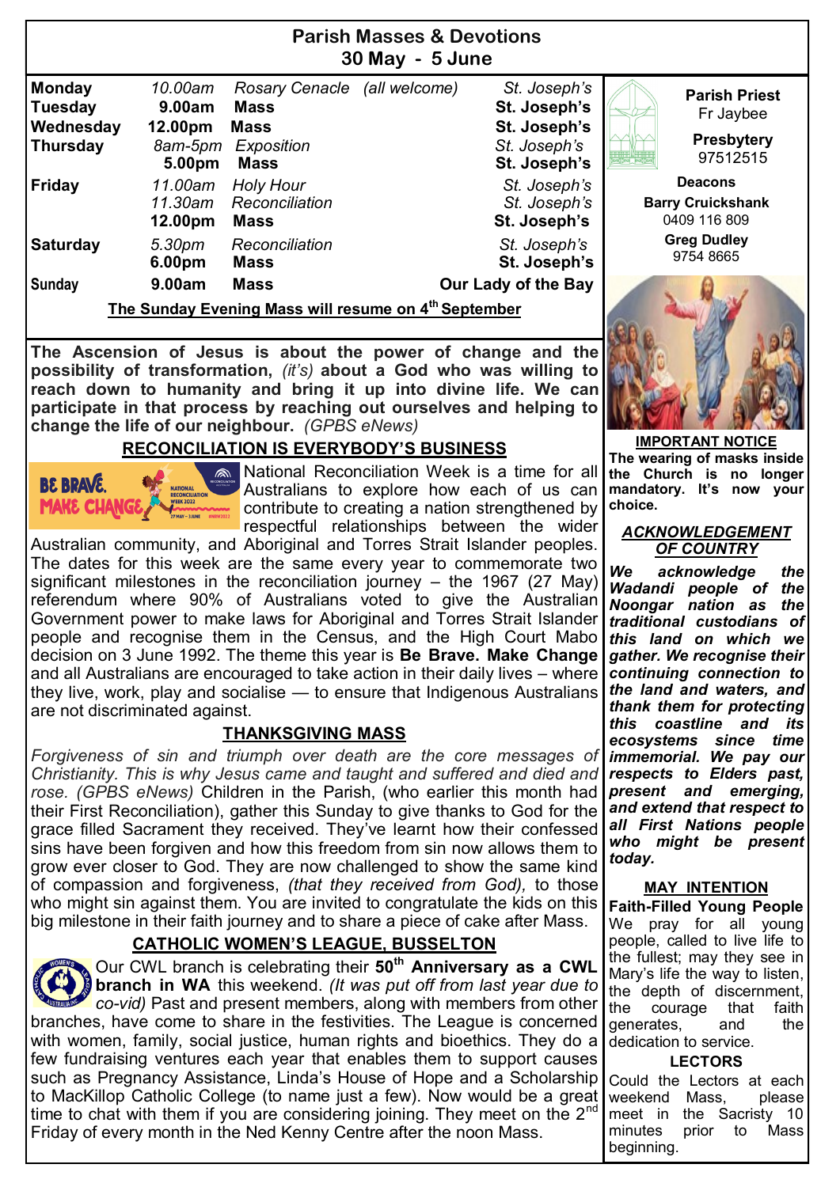## Parish Masses & Devotions
### 30 May - 5 June

| | | | |
|---|---|---|---|
| **Monday** | *10.00am* | *Rosary Cenacle (all welcome)* | *St. Joseph's* |
| **Tuesday** | **9.00am** | **Mass** | **St. Joseph's** |
| **Wednesday** | **12.00pm** | **Mass** | **St. Joseph's** |
| **Thursday** | *8am-5pm* | *Exposition* | *St. Joseph's* |
| | **5.00pm** | **Mass** | **St. Joseph's** |
| **Friday** | *11.00am* | *Holy Hour* | *St. Joseph's* |
| | *11.30am* | *Reconciliation* | *St. Joseph's* |
| | **12.00pm** | **Mass** | **St. Joseph's** |
| **Saturday** | *5.30pm* | *Reconciliation* | *St. Joseph's* |
| | **6.00pm** | **Mass** | **St. Joseph's** |
| **Sunday** | **9.00am** | **Mass** | **Our Lady of the Bay** |

**The Sunday Evening Mass will resume on 4th September**

**The Ascension of Jesus is about the power of change and the possibility of transformation,** *(it's)* **about a God who was willing to reach down to humanity and bring it up into divine life. We can participate in that process by reaching out ourselves and helping to change the life of our neighbour.** *(GPBS eNews)*

### RECONCILIATION IS EVERYBODY'S BUSINESS

National Reconciliation Week is a time for all Australians to explore how each of us can contribute to creating a nation strengthened by respectful relationships between the wider Australian community, and Aboriginal and Torres Strait Islander peoples. The dates for this week are the same every year to commemorate two significant milestones in the reconciliation journey – the 1967 (27 May) referendum where 90% of Australians voted to give the Australian Government power to make laws for Aboriginal and Torres Strait Islander people and recognise them in the Census, and the High Court Mabo decision on 3 June 1992. The theme this year is **Be Brave. Make Change** and all Australians are encouraged to take action in their daily lives – where they live, work, play and socialise — to ensure that Indigenous Australians are not discriminated against.

### THANKSGIVING MASS

*Forgiveness of sin and triumph over death are the core messages of Christianity. This is why Jesus came and taught and suffered and died and rose. (GPBS eNews)* Children in the Parish, (who earlier this month had their First Reconciliation), gather this Sunday to give thanks to God for the grace filled Sacrament they received. They've learnt how their confessed sins have been forgiven and how this freedom from sin now allows them to grow ever closer to God. They are now challenged to show the same kind of compassion and forgiveness, *(that they received from God),* to those who might sin against them. You are invited to congratulate the kids on this big milestone in their faith journey and to share a piece of cake after Mass.

### CATHOLIC WOMEN'S LEAGUE, BUSSELTON

Our CWL branch is celebrating their **50th Anniversary as a CWL branch in WA** this weekend. *(It was put off from last year due to co-vid)* Past and present members, along with members from other branches, have come to share in the festivities. The League is concerned with women, family, social justice, human rights and bioethics. They do a few fundraising ventures each year that enables them to support causes such as Pregnancy Assistance, Linda's House of Hope and a Scholarship to MacKillop Catholic College (to name just a few). Now would be a great time to chat with them if you are considering joining. They meet on the 2nd Friday of every month in the Ned Kenny Centre after the noon Mass.

**Parish Priest**
Fr Jaybee

**Presbytery**
97512515

**Deacons**

**Barry Cruickshank**
0409 116 809

**Greg Dudley**
9754 8665

**IMPORTANT NOTICE**

**The wearing of masks inside the Church is no longer mandatory. It's now your choice.**

### *ACKNOWLEDGEMENT OF COUNTRY*

***We acknowledge the Wadandi people of the Noongar nation as the traditional custodians of this land on which we gather. We recognise their continuing connection to the land and waters, and thank them for protecting this coastline and its ecosystems since time immemorial. We pay our respects to Elders past, present and emerging, and extend that respect to all First Nations people who might be present today.***

### MAY INTENTION

**Faith-Filled Young People**

We pray for all young people, called to live life to the fullest; may they see in Mary's life the way to listen, the depth of discernment, the courage that faith generates, and the dedication to service.

### LECTORS

Could the Lectors at each weekend Mass, please meet in the Sacristy 10 minutes prior to Mass beginning.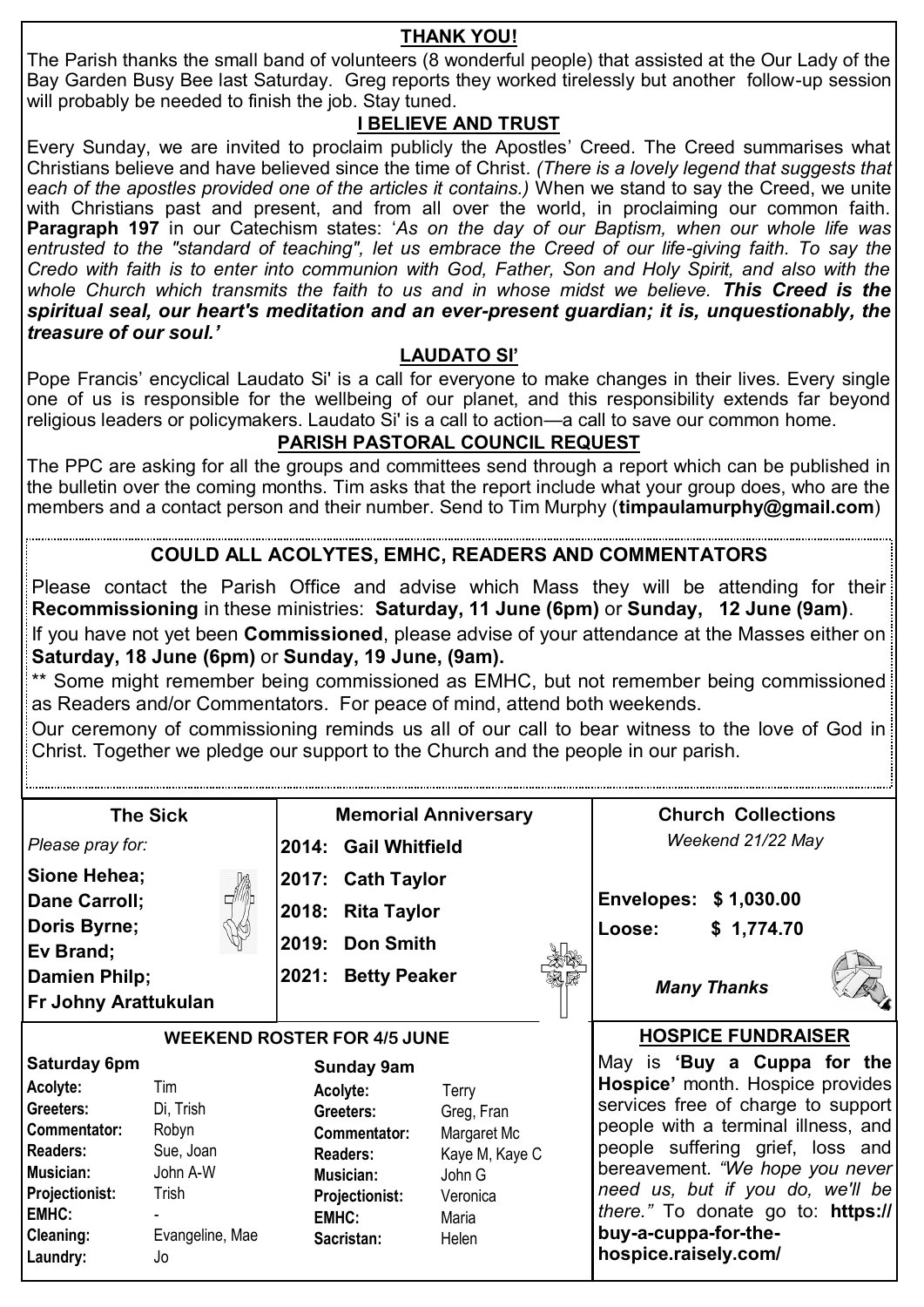## THANK YOU!

The Parish thanks the small band of volunteers (8 wonderful people) that assisted at the Our Lady of the Bay Garden Busy Bee last Saturday. Greg reports they worked tirelessly but another follow-up session will probably be needed to finish the job. Stay tuned.

## I BELIEVE AND TRUST

Every Sunday, we are invited to proclaim publicly the Apostles' Creed. The Creed summarises what Christians believe and have believed since the time of Christ. *(There is a lovely legend that suggests that each of the apostles provided one of the articles it contains.)* When we stand to say the Creed, we unite with Christians past and present, and from all over the world, in proclaiming our common faith. **Paragraph 197** in our Catechism states: '*As on the day of our Baptism, when our whole life was entrusted to the "standard of teaching", let us embrace the Creed of our life-giving faith. To say the Credo with faith is to enter into communion with God, Father, Son and Holy Spirit, and also with the whole Church which transmits the faith to us and in whose midst we believe.* ***This Creed is the spiritual seal, our heart's meditation and an ever-present guardian; it is, unquestionably, the treasure of our soul.'***

## LAUDATO SI'

Pope Francis' encyclical Laudato Si' is a call for everyone to make changes in their lives. Every single one of us is responsible for the wellbeing of our planet, and this responsibility extends far beyond religious leaders or policymakers. Laudato Si' is a call to action—a call to save our common home.

## PARISH PASTORAL COUNCIL REQUEST

The PPC are asking for all the groups and committees send through a report which can be published in the bulletin over the coming months. Tim asks that the report include what your group does, who are the members and a contact person and their number. Send to Tim Murphy (**timpaulamurphy@gmail.com**)

## COULD ALL ACOLYTES, EMHC, READERS AND COMMENTATORS

Please contact the Parish Office and advise which Mass they will be attending for their **Recommissioning** in these ministries: **Saturday, 11 June (6pm)** or **Sunday, 12 June (9am)**.

If you have not yet been **Commissioned**, please advise of your attendance at the Masses either on **Saturday, 18 June (6pm)** or **Sunday, 19 June, (9am).**

** Some might remember being commissioned as EMHC, but not remember being commissioned as Readers and/or Commentators. For peace of mind, attend both weekends.

Our ceremony of commissioning reminds us all of our call to bear witness to the love of God in Christ. Together we pledge our support to the Church and the people in our parish.

### The Sick

*Please pray for:*

**Sione Hehea;**
**Dane Carroll;**
**Doris Byrne;**
**Ev Brand;**
**Damien Philp;**
**Fr Johny Arattukulan**

### Memorial Anniversary

**2014: Gail Whitfield**
**2017: Cath Taylor**
**2018: Rita Taylor**
**2019: Don Smith**
**2021: Betty Peaker**

### Church Collections

*Weekend 21/22 May*

**Envelopes: $ 1,030.00**
**Loose: $ 1,774.70**

***Many Thanks***

### WEEKEND ROSTER FOR 4/5 JUNE

| Saturday 6pm | | Sunday 9am | |
|---|---|---|---|
| **Acolyte:** | Tim | **Acolyte:** | Terry |
| **Greeters:** | Di, Trish | **Greeters:** | Greg, Fran |
| **Commentator:** | Robyn | **Commentator:** | Margaret Mc |
| **Readers:** | Sue, Joan | **Readers:** | Kaye M, Kaye C |
| **Musician:** | John A-W | **Musician:** | John G |
| **Projectionist:** | Trish | **Projectionist:** | Veronica |
| **EMHC:** | - | **EMHC:** | Maria |
| **Cleaning:** | Evangeline, Mae | **Sacristan:** | Helen |
| **Laundry:** | Jo | | |

### HOSPICE FUNDRAISER

May is **'Buy a Cuppa for the Hospice'** month. Hospice provides services free of charge to support people with a terminal illness, and people suffering grief, loss and bereavement. *"We hope you never need us, but if you do, we'll be there."* To donate go to: **https://buy-a-cuppa-for-the-hospice.raisely.com/**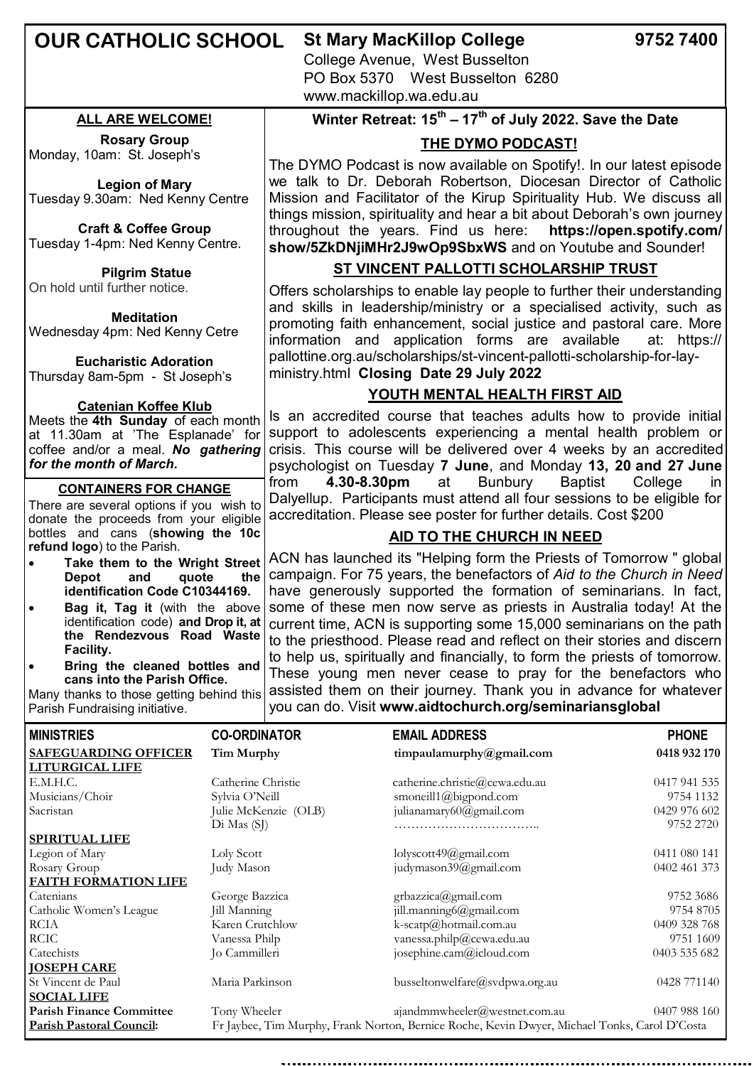**OUR CATHOLIC SCHOOL**

**St Mary MacKillop College** **9752 7400**
College Avenue, West Busselton
PO Box 5370 West Busselton 6280
www.mackillop.wa.edu.au

## ALL ARE WELCOME!

**Rosary Group**
Monday, 10am: St. Joseph's

**Legion of Mary**
Tuesday 9.30am: Ned Kenny Centre

**Craft & Coffee Group**
Tuesday 1-4pm: Ned Kenny Centre.

**Pilgrim Statue**
On hold until further notice.

**Meditation**
Wednesday 4pm: Ned Kenny Cetre

**Eucharistic Adoration**
Thursday 8am-5pm - St Joseph's

**Catenian Koffee Klub**
Meets the **4th Sunday** of each month at 11.30am at 'The Esplanade' for coffee and/or a meal. ***No gathering for the month of March.***

## CONTAINERS FOR CHANGE

There are several options if you wish to donate the proceeds from your eligible bottles and cans (**showing the 10c refund logo**) to the Parish.

- **Take them to the Wright Street Depot and quote the identification Code C10344169.**
- **Bag it, Tag it** (with the above identification code) **and Drop it, at the Rendezvous Road Waste Facility.**
- **Bring the cleaned bottles and cans into the Parish Office.**

Many thanks to those getting behind this Parish Fundraising initiative.

**Winter Retreat: 15th – 17th of July 2022. Save the Date**

## THE DYMO PODCAST!

The DYMO Podcast is now available on Spotify!. In our latest episode we talk to Dr. Deborah Robertson, Diocesan Director of Catholic Mission and Facilitator of the Kirup Spirituality Hub. We discuss all things mission, spirituality and hear a bit about Deborah's own journey throughout the years. Find us here: **https://open.spotify.com/show/5ZkDNjiMHr2J9wOp9SbxWS** and on Youtube and Sounder!

## ST VINCENT PALLOTTI SCHOLARSHIP TRUST

Offers scholarships to enable lay people to further their understanding and skills in leadership/ministry or a specialised activity, such as promoting faith enhancement, social justice and pastoral care. More information and application forms are available at: https://pallottine.org.au/scholarships/st-vincent-pallotti-scholarship-for-lay-ministry.html **Closing Date 29 July 2022**

## YOUTH MENTAL HEALTH FIRST AID

Is an accredited course that teaches adults how to provide initial support to adolescents experiencing a mental health problem or crisis. This course will be delivered over 4 weeks by an accredited psychologist on Tuesday **7 June**, and Monday **13, 20 and 27 June** from **4.30-8.30pm** at Bunbury Baptist College in Dalyellup. Participants must attend all four sessions to be eligible for accreditation. Please see poster for further details. Cost $200

## AID TO THE CHURCH IN NEED

ACN has launched its "Helping form the Priests of Tomorrow " global campaign. For 75 years, the benefactors of *Aid to the Church in Need* have generously supported the formation of seminarians. In fact, some of these men now serve as priests in Australia today! At the current time, ACN is supporting some 15,000 seminarians on the path to the priesthood. Please read and reflect on their stories and discern to help us, spiritually and financially, to form the priests of tomorrow. These young men never cease to pray for the benefactors who assisted them on their journey. Thank you in advance for whatever you can do. Visit **www.aidtochurch.org/seminariansglobal**

| MINISTRIES | CO-ORDINATOR | EMAIL ADDRESS | PHONE |
|---|---|---|---|
| **SAFEGUARDING OFFICER** | **Tim Murphy** | **timpaulamurphy@gmail.com** | **0418 932 170** |
| **LITURGICAL LIFE** | | | |
| E.M.H.C. | Catherine Christie | catherine.christie@cewa.edu.au | 0417 941 535 |
| Musicians/Choir | Sylvia O'Neill | smoneill1@bigpond.com | 9754 1132 |
| Sacristan | Julie McKenzie (OLB) | julianamary60@gmail.com | 0429 976 602 |
| | Di Mas (SJ) | …………………………….. | 9752 2720 |
| **SPIRITUAL LIFE** | | | |
| Legion of Mary | Loly Scott | lolyscott49@gmail.com | 0411 080 141 |
| Rosary Group | Judy Mason | judymason39@gmail.com | 0402 461 373 |
| **FAITH FORMATION LIFE** | | | |
| Catenians | George Bazzica | grbazzica@gmail.com | 9752 3686 |
| Catholic Women's League | Jill Manning | jill.manning6@gmail.com | 9754 8705 |
| RCIA | Karen Crutchlow | k-scatp@hotmail.com.au | 0409 328 768 |
| RCIC | Vanessa Philp | vanessa.philp@cewa.edu.au | 9751 1609 |
| Catechists | Jo Cammilleri | josephine.cam@icloud.com | 0403 535 682 |
| **JOSEPH CARE** | | | |
| St Vincent de Paul | Maria Parkinson | busseltonwelfare@svdpwa.org.au | 0428 771140 |
| **SOCIAL LIFE** | | | |
| **Parish Finance Committee** | Tony Wheeler | ajandmmwheeler@westnet.com.au | 0407 988 160 |
| **Parish Pastoral Council:** | Fr Jaybee, Tim Murphy, Frank Norton, Bernice Roche, Kevin Dwyer, Michael Tonks, Carol D'Costa | | |